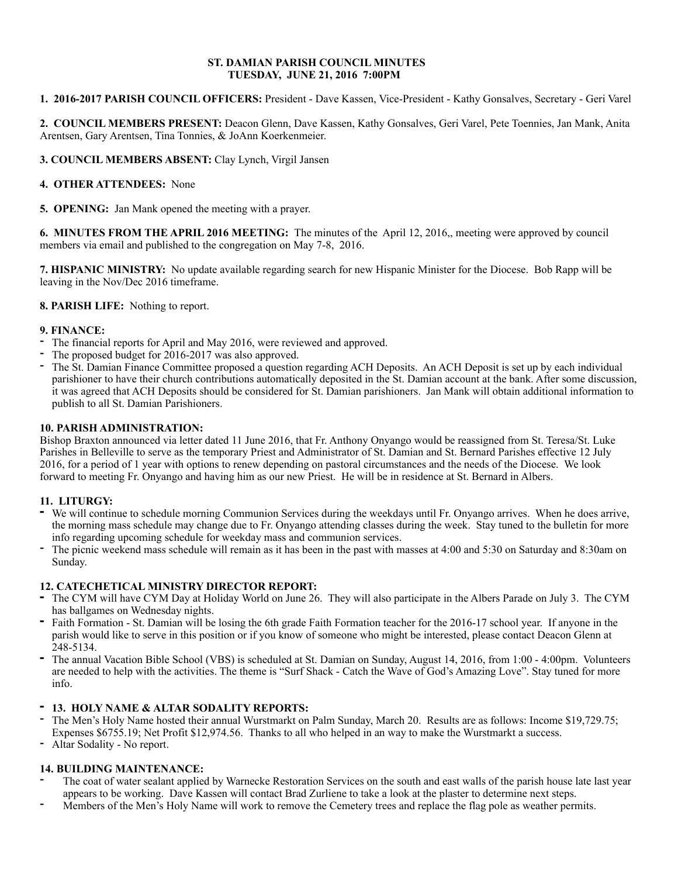**ST. DAMIAN PARISH COUNCIL MINUTES**
**TUESDAY, JUNE 21, 2016 7:00PM**

**1. 2016-2017 PARISH COUNCIL OFFICERS:** President - Dave Kassen, Vice-President - Kathy Gonsalves, Secretary - Geri Varel

**2. COUNCIL MEMBERS PRESENT:** Deacon Glenn, Dave Kassen, Kathy Gonsalves, Geri Varel, Pete Toennies, Jan Mank, Anita Arentsen, Gary Arentsen, Tina Tonnies, & JoAnn Koerkenmeier.

**3. COUNCIL MEMBERS ABSENT:** Clay Lynch, Virgil Jansen

**4. OTHER ATTENDEES:** None

**5. OPENING:** Jan Mank opened the meeting with a prayer.

**6. MINUTES FROM THE APRIL 2016 MEETING:** The minutes of the April 12, 2016,, meeting were approved by council members via email and published to the congregation on May 7-8, 2016.

**7. HISPANIC MINISTRY:** No update available regarding search for new Hispanic Minister for the Diocese. Bob Rapp will be leaving in the Nov/Dec 2016 timeframe.

**8. PARISH LIFE:** Nothing to report.

**9. FINANCE:**

- The financial reports for April and May 2016, were reviewed and approved.
- The proposed budget for 2016-2017 was also approved.
- The St. Damian Finance Committee proposed a question regarding ACH Deposits. An ACH Deposit is set up by each individual parishioner to have their church contributions automatically deposited in the St. Damian account at the bank. After some discussion, it was agreed that ACH Deposits should be considered for St. Damian parishioners. Jan Mank will obtain additional information to publish to all St. Damian Parishioners.

**10. PARISH ADMINISTRATION:**
Bishop Braxton announced via letter dated 11 June 2016, that Fr. Anthony Onyango would be reassigned from St. Teresa/St. Luke Parishes in Belleville to serve as the temporary Priest and Administrator of St. Damian and St. Bernard Parishes effective 12 July 2016, for a period of 1 year with options to renew depending on pastoral circumstances and the needs of the Diocese. We look forward to meeting Fr. Onyango and having him as our new Priest. He will be in residence at St. Bernard in Albers.

**11. LITURGY:**

- We will continue to schedule morning Communion Services during the weekdays until Fr. Onyango arrives. When he does arrive, the morning mass schedule may change due to Fr. Onyango attending classes during the week. Stay tuned to the bulletin for more info regarding upcoming schedule for weekday mass and communion services.
- The picnic weekend mass schedule will remain as it has been in the past with masses at 4:00 and 5:30 on Saturday and 8:30am on Sunday.

**12. CATECHETICAL MINISTRY DIRECTOR REPORT:**

- The CYM will have CYM Day at Holiday World on June 26. They will also participate in the Albers Parade on July 3. The CYM has ballgames on Wednesday nights.
- Faith Formation - St. Damian will be losing the 6th grade Faith Formation teacher for the 2016-17 school year. If anyone in the parish would like to serve in this position or if you know of someone who might be interested, please contact Deacon Glenn at 248-5134.
- The annual Vacation Bible School (VBS) is scheduled at St. Damian on Sunday, August 14, 2016, from 1:00 - 4:00pm. Volunteers are needed to help with the activities. The theme is "Surf Shack - Catch the Wave of God's Amazing Love". Stay tuned for more info.

- **13. HOLY NAME & ALTAR SODALITY REPORTS:**

- The Men's Holy Name hosted their annual Wurstmarkt on Palm Sunday, March 20. Results are as follows: Income $19,729.75; Expenses $6755.19; Net Profit $12,974.56. Thanks to all who helped in an way to make the Wurstmarkt a success.
- Altar Sodality - No report.

**14. BUILDING MAINTENANCE:**

- The coat of water sealant applied by Warnecke Restoration Services on the south and east walls of the parish house late last year appears to be working. Dave Kassen will contact Brad Zurliene to take a look at the plaster to determine next steps.
- Members of the Men's Holy Name will work to remove the Cemetery trees and replace the flag pole as weather permits.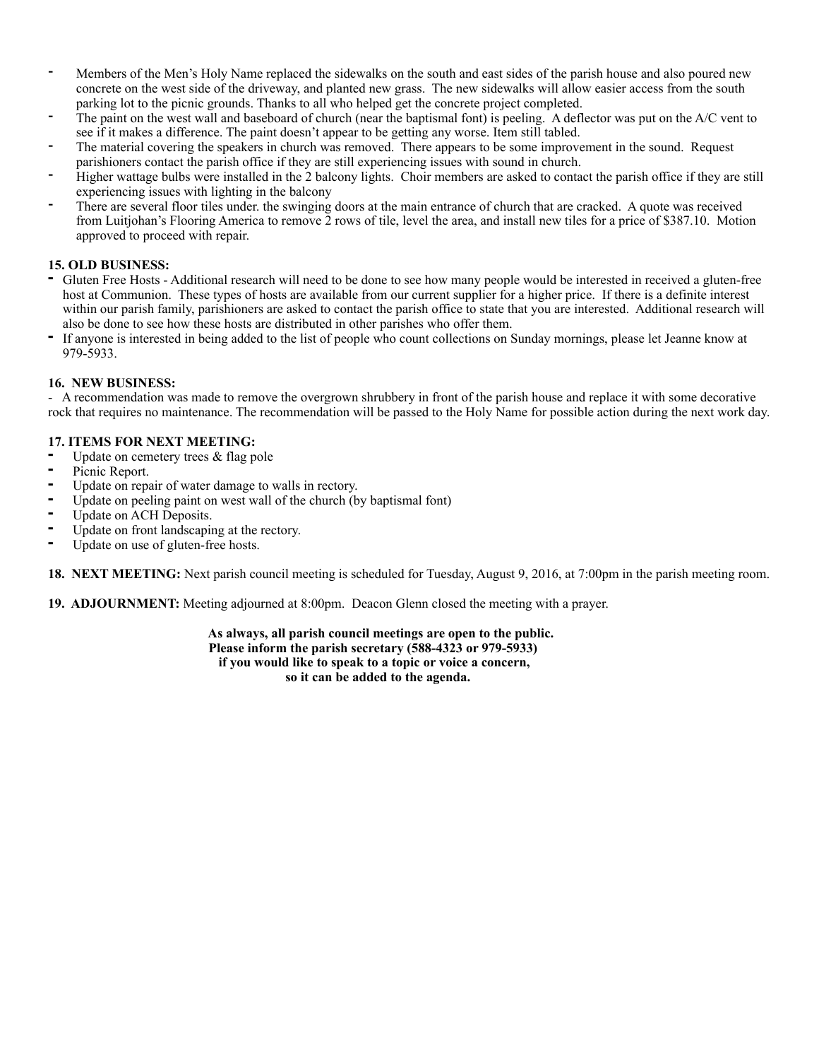- Members of the Men's Holy Name replaced the sidewalks on the south and east sides of the parish house and also poured new concrete on the west side of the driveway, and planted new grass. The new sidewalks will allow easier access from the south parking lot to the picnic grounds. Thanks to all who helped get the concrete project completed.
- The paint on the west wall and baseboard of church (near the baptismal font) is peeling. A deflector was put on the A/C vent to see if it makes a difference. The paint doesn't appear to be getting any worse. Item still tabled.
- The material covering the speakers in church was removed. There appears to be some improvement in the sound. Request parishioners contact the parish office if they are still experiencing issues with sound in church.
- Higher wattage bulbs were installed in the 2 balcony lights. Choir members are asked to contact the parish office if they are still experiencing issues with lighting in the balcony
- There are several floor tiles under. the swinging doors at the main entrance of church that are cracked. A quote was received from Luitjohan's Flooring America to remove 2 rows of tile, level the area, and install new tiles for a price of $387.10. Motion approved to proceed with repair.

**15. OLD BUSINESS:**

- Gluten Free Hosts - Additional research will need to be done to see how many people would be interested in received a gluten-free host at Communion. These types of hosts are available from our current supplier for a higher price. If there is a definite interest within our parish family, parishioners are asked to contact the parish office to state that you are interested. Additional research will also be done to see how these hosts are distributed in other parishes who offer them.
- If anyone is interested in being added to the list of people who count collections on Sunday mornings, please let Jeanne know at 979-5933.

**16. NEW BUSINESS:**

- A recommendation was made to remove the overgrown shrubbery in front of the parish house and replace it with some decorative rock that requires no maintenance. The recommendation will be passed to the Holy Name for possible action during the next work day.

**17. ITEMS FOR NEXT MEETING:**

- Update on cemetery trees & flag pole
- Picnic Report.
- Update on repair of water damage to walls in rectory.
- Update on peeling paint on west wall of the church (by baptismal font)
- Update on ACH Deposits.
- Update on front landscaping at the rectory.
- Update on use of gluten-free hosts.

**18. NEXT MEETING:** Next parish council meeting is scheduled for Tuesday, August 9, 2016, at 7:00pm in the parish meeting room.

**19. ADJOURNMENT:** Meeting adjourned at 8:00pm. Deacon Glenn closed the meeting with a prayer.

**As always, all parish council meetings are open to the public.**
**Please inform the parish secretary (588-4323 or 979-5933)**
**if you would like to speak to a topic or voice a concern,**
**so it can be added to the agenda.**